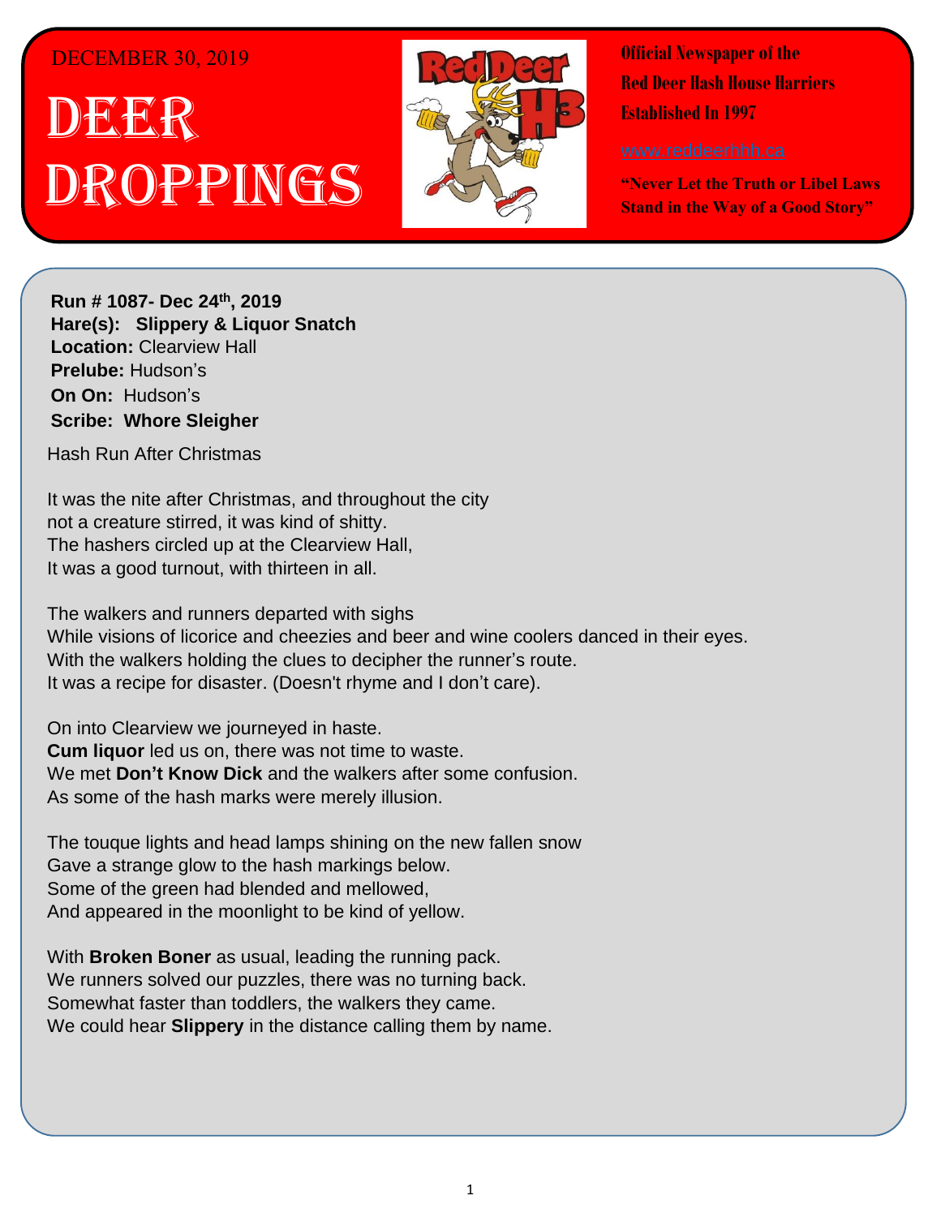DECEMBER 30, 2019

# Deer Droppings

**Official Newspaper of the Red Deer Hash House Harriers Established In 1997**

www.reddeerhhh.ca

**"Never Let the Truth or Libel Laws Stand in the Way of a Good Story"**

**Run # 1087- Dec 24th, 2019**
**Hare(s): Slippery & Liquor Snatch**
**Location:** Clearview Hall
**Prelube:** Hudson's
**On On:** Hudson's
**Scribe: Whore Sleigher**

Hash Run After Christmas

It was the nite after Christmas, and throughout the city
not a creature stirred, it was kind of shitty.
The hashers circled up at the Clearview Hall,
It was a good turnout, with thirteen in all.

The walkers and runners departed with sighs
While visions of licorice and cheezies and beer and wine coolers danced in their eyes.
With the walkers holding the clues to decipher the runner's route.
It was a recipe for disaster. (Doesn't rhyme and I don't care).

On into Clearview we journeyed in haste.
**Cum liquor** led us on, there was not time to waste.
We met **Don't Know Dick** and the walkers after some confusion.
As some of the hash marks were merely illusion.

The touque lights and head lamps shining on the new fallen snow
Gave a strange glow to the hash markings below.
Some of the green had blended and mellowed,
And appeared in the moonlight to be kind of yellow.

With **Broken Boner** as usual, leading the running pack.
We runners solved our puzzles, there was no turning back.
Somewhat faster than toddlers, the walkers they came.
We could hear **Slippery** in the distance calling them by name.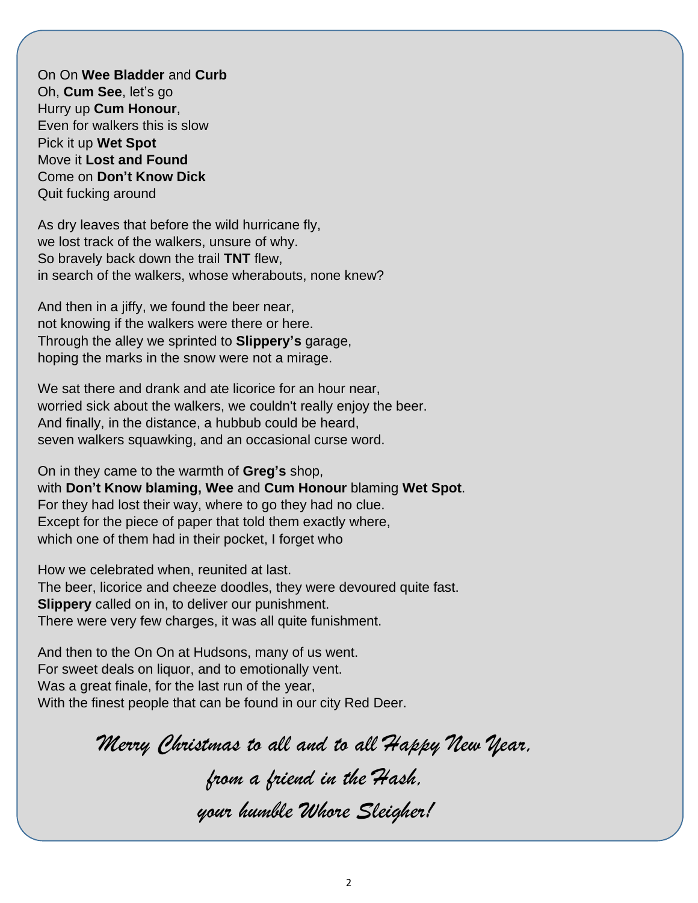On On **Wee Bladder** and **Curb**
Oh, **Cum See**, let's go
Hurry up **Cum Honour**,
Even for walkers this is slow
Pick it up **Wet Spot**
Move it **Lost and Found**
Come on **Don't Know Dick**
Quit fucking around

As dry leaves that before the wild hurricane fly,
we lost track of the walkers, unsure of why.
So bravely back down the trail **TNT** flew,
in search of the walkers, whose wherabouts, none knew?

And then in a jiffy, we found the beer near,
not knowing if the walkers were there or here.
Through the alley we sprinted to **Slippery's** garage,
hoping the marks in the snow were not a mirage.

We sat there and drank and ate licorice for an hour near,
worried sick about the walkers, we couldn't really enjoy the beer.
And finally, in the distance, a hubbub could be heard,
seven walkers squawking, and an occasional curse word.

On in they came to the warmth of **Greg's** shop,
with **Don't Know blaming, Wee** and **Cum Honour** blaming **Wet Spot**.
For they had lost their way, where to go they had no clue.
Except for the piece of paper that told them exactly where,
which one of them had in their pocket, I forget who

How we celebrated when, reunited at last.
The beer, licorice and cheeze doodles, they were devoured quite fast.
**Slippery** called on in, to deliver our punishment.
There were very few charges, it was all quite funishment.

And then to the On On at Hudsons, many of us went.
For sweet deals on liquor, and to emotionally vent.
Was a great finale, for the last run of the year,
With the finest people that can be found in our city Red Deer.

*Merry Christmas to all and to all Happy New Year,*

*from a friend in the Hash,*

*your humble Whore Sleigher!*